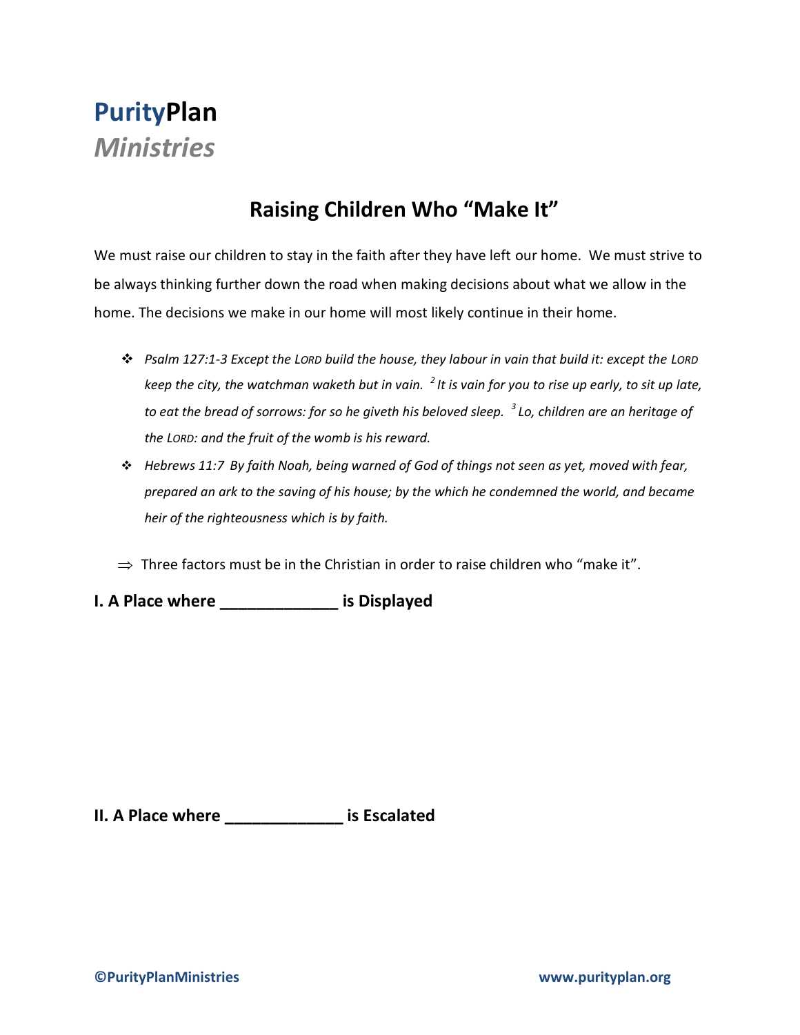# **Purity**Plan
## *Ministries*

## Raising Children Who "Make It"

We must raise our children to stay in the faith after they have left our home. We must strive to be always thinking further down the road when making decisions about what we allow in the home. The decisions we make in our home will most likely continue in their home.

- *Psalm 127:1-3 Except the LORD build the house, they labour in vain that build it: except the LORD keep the city, the watchman waketh but in vain. [2] It is vain for you to rise up early, to sit up late, to eat the bread of sorrows: for so he giveth his beloved sleep. [3] Lo, children are an heritage of the LORD: and the fruit of the womb is his reward.*
- *Hebrews 11:7 By faith Noah, being warned of God of things not seen as yet, moved with fear, prepared an ark to the saving of his house; by the which he condemned the world, and became heir of the righteousness which is by faith.*

⇒ Three factors must be in the Christian in order to raise children who "make it".

**I. A Place where _____________ is Displayed**

**II. A Place where _____________ is Escalated**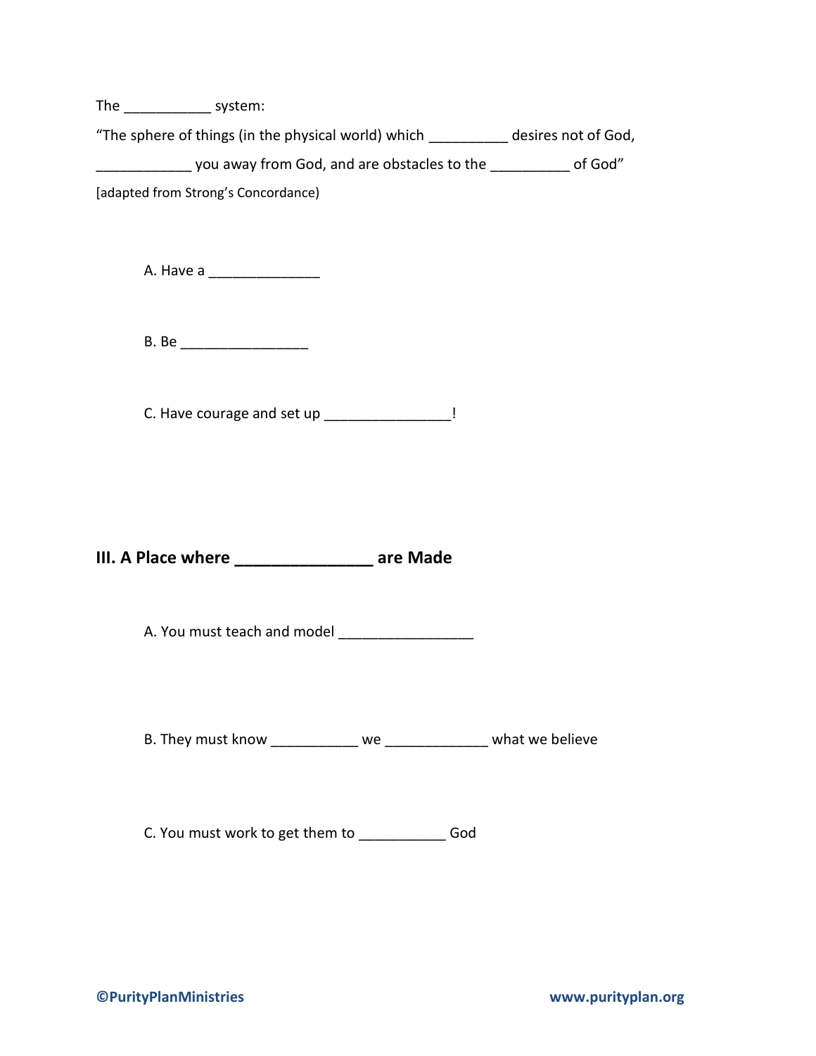The ___________ system:

“The sphere of things (in the physical world) which __________ desires not of God, ____________ you away from God, and are obstacles to the __________ of God”

[adapted from Strong’s Concordance)

A. Have a ______________

B. Be ________________

C. Have courage and set up ________________!

## III. A Place where _______________ are Made

A. You must teach and model _________________

B. They must know ___________ we _____________ what we believe

C. You must work to get them to ___________ God